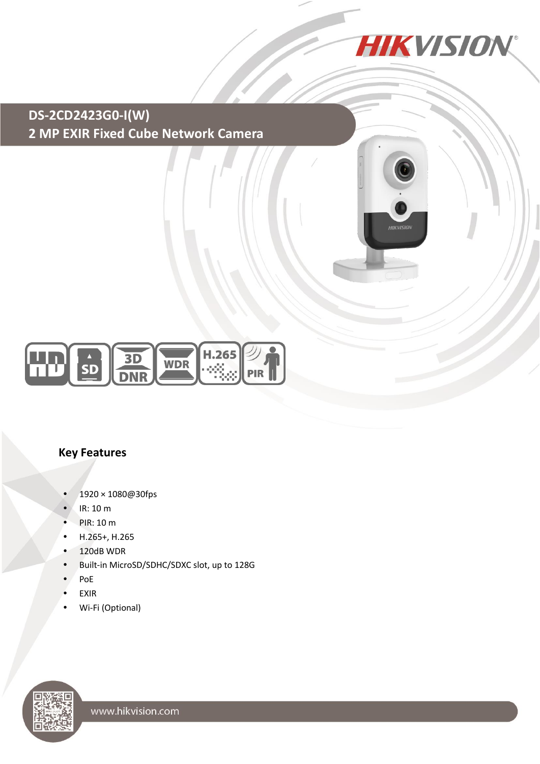# DS-2CD2423G0-I(W)

## 2 MP EXIR Fixed Cube Network Camera

### Key Features

- 1920 × 1080@30fps
- IR: 10 m
- PIR: 10 m
- H.265+, H.265
- 120dB WDR
- Built-in MicroSD/SDHC/SDXC slot, up to 128G
- PoE
- EXIR
- Wi-Fi (Optional)

www.hikvision.com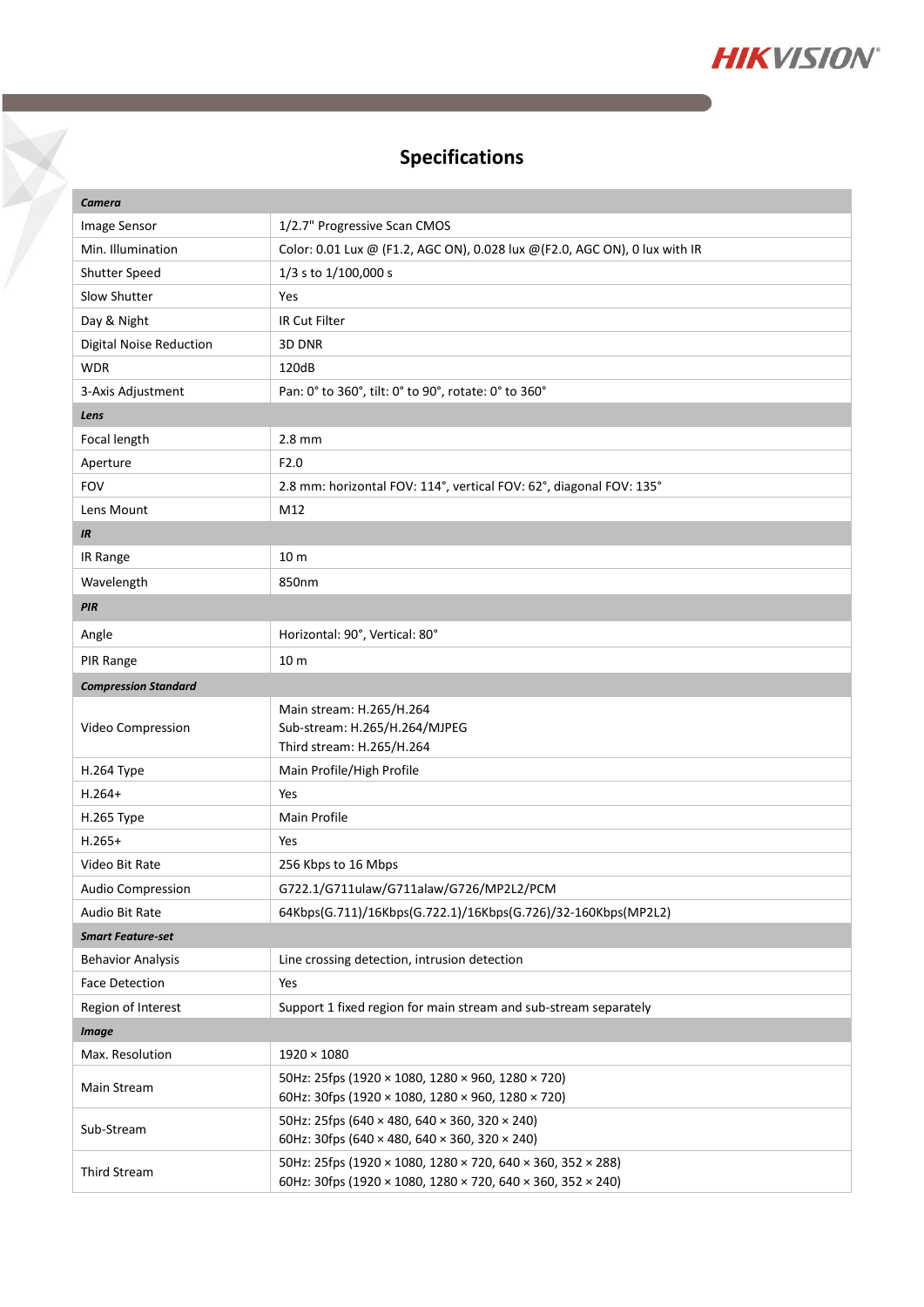# Specifications

| ***Camera*** | |
|---|---|
| Image Sensor | 1/2.7" Progressive Scan CMOS |
| Min. Illumination | Color: 0.01 Lux @ (F1.2, AGC ON), 0.028 lux @(F2.0, AGC ON), 0 lux with IR |
| Shutter Speed | 1/3 s to 1/100,000 s |
| Slow Shutter | Yes |
| Day & Night | IR Cut Filter |
| Digital Noise Reduction | 3D DNR |
| WDR | 120dB |
| 3-Axis Adjustment | Pan: 0° to 360°, tilt: 0° to 90°, rotate: 0° to 360° |
| ***Lens*** | |
| Focal length | 2.8 mm |
| Aperture | F2.0 |
| FOV | 2.8 mm: horizontal FOV: 114°, vertical FOV: 62°, diagonal FOV: 135° |
| Lens Mount | M12 |
| ***IR*** | |
| IR Range | 10 m |
| Wavelength | 850nm |
| ***PIR*** | |
| Angle | Horizontal: 90°, Vertical: 80° |
| PIR Range | 10 m |
| ***Compression Standard*** | |
| Video Compression | Main stream: H.265/H.264<br>Sub-stream: H.265/H.264/MJPEG<br>Third stream: H.265/H.264 |
| H.264 Type | Main Profile/High Profile |
| H.264+ | Yes |
| H.265 Type | Main Profile |
| H.265+ | Yes |
| Video Bit Rate | 256 Kbps to 16 Mbps |
| Audio Compression | G722.1/G711ulaw/G711alaw/G726/MP2L2/PCM |
| Audio Bit Rate | 64Kbps(G.711)/16Kbps(G.722.1)/16Kbps(G.726)/32-160Kbps(MP2L2) |
| ***Smart Feature-set*** | |
| Behavior Analysis | Line crossing detection, intrusion detection |
| Face Detection | Yes |
| Region of Interest | Support 1 fixed region for main stream and sub-stream separately |
| ***Image*** | |
| Max. Resolution | 1920 × 1080 |
| Main Stream | 50Hz: 25fps (1920 × 1080, 1280 × 960, 1280 × 720)<br>60Hz: 30fps (1920 × 1080, 1280 × 960, 1280 × 720) |
| Sub-Stream | 50Hz: 25fps (640 × 480, 640 × 360, 320 × 240)<br>60Hz: 30fps (640 × 480, 640 × 360, 320 × 240) |
| Third Stream | 50Hz: 25fps (1920 × 1080, 1280 × 720, 640 × 360, 352 × 288)<br>60Hz: 30fps (1920 × 1080, 1280 × 720, 640 × 360, 352 × 240) |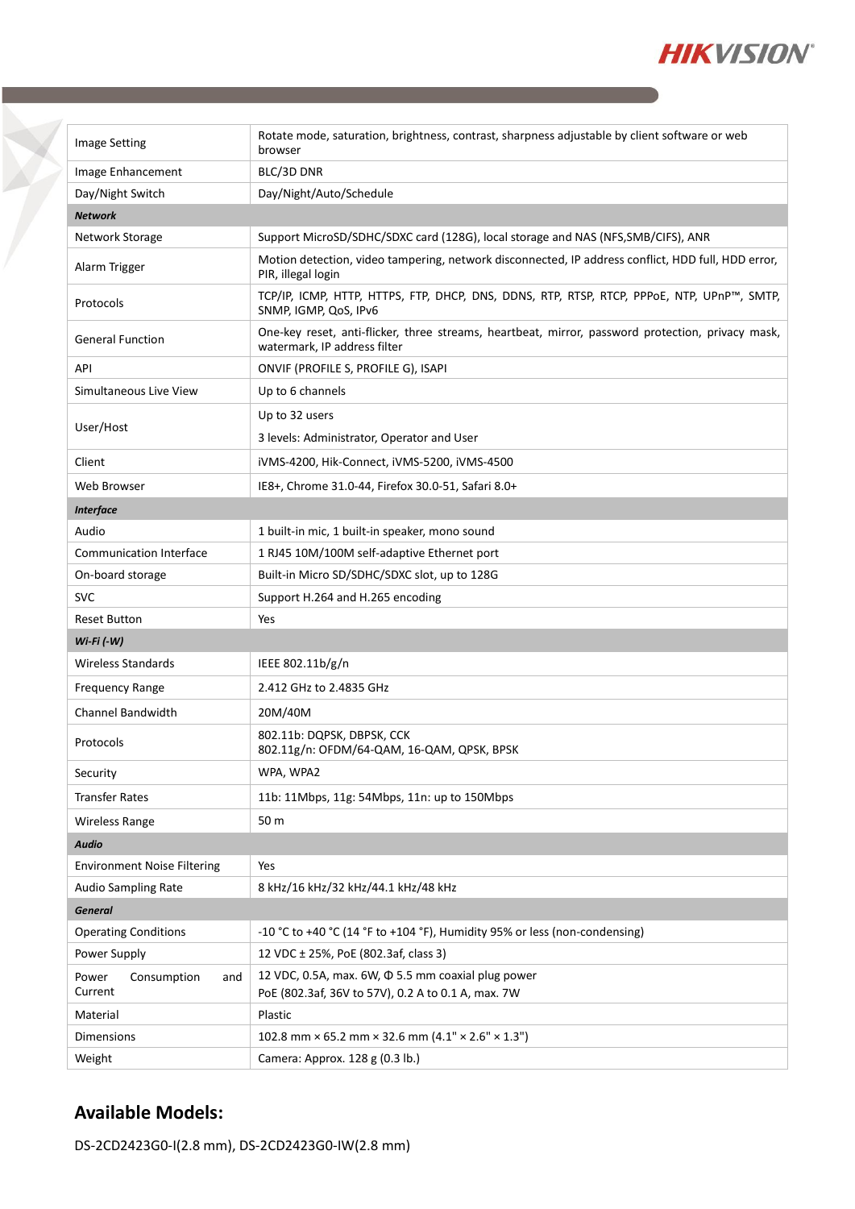| | |
|---|---|
| Image Setting | Rotate mode, saturation, brightness, contrast, sharpness adjustable by client software or web browser |
| Image Enhancement | BLC/3D DNR |
| Day/Night Switch | Day/Night/Auto/Schedule |
| ***Network*** | |
| Network Storage | Support MicroSD/SDHC/SDXC card (128G), local storage and NAS (NFS,SMB/CIFS), ANR |
| Alarm Trigger | Motion detection, video tampering, network disconnected, IP address conflict, HDD full, HDD error, PIR, illegal login |
| Protocols | TCP/IP, ICMP, HTTP, HTTPS, FTP, DHCP, DNS, DDNS, RTP, RTSP, RTCP, PPPoE, NTP, UPnP™, SMTP, SNMP, IGMP, QoS, IPv6 |
| General Function | One-key reset, anti-flicker, three streams, heartbeat, mirror, password protection, privacy mask, watermark, IP address filter |
| API | ONVIF (PROFILE S, PROFILE G), ISAPI |
| Simultaneous Live View | Up to 6 channels |
| User/Host | Up to 32 users<br>3 levels: Administrator, Operator and User |
| Client | iVMS-4200, Hik-Connect, iVMS-5200, iVMS-4500 |
| Web Browser | IE8+, Chrome 31.0-44, Firefox 30.0-51, Safari 8.0+ |
| ***Interface*** | |
| Audio | 1 built-in mic, 1 built-in speaker, mono sound |
| Communication Interface | 1 RJ45 10M/100M self-adaptive Ethernet port |
| On-board storage | Built-in Micro SD/SDHC/SDXC slot, up to 128G |
| SVC | Support H.264 and H.265 encoding |
| Reset Button | Yes |
| ***Wi-Fi (-W)*** | |
| Wireless Standards | IEEE 802.11b/g/n |
| Frequency Range | 2.412 GHz to 2.4835 GHz |
| Channel Bandwidth | 20M/40M |
| Protocols | 802.11b: DQPSK, DBPSK, CCK<br>802.11g/n: OFDM/64-QAM, 16-QAM, QPSK, BPSK |
| Security | WPA, WPA2 |
| Transfer Rates | 11b: 11Mbps, 11g: 54Mbps, 11n: up to 150Mbps |
| Wireless Range | 50 m |
| ***Audio*** | |
| Environment Noise Filtering | Yes |
| Audio Sampling Rate | 8 kHz/16 kHz/32 kHz/44.1 kHz/48 kHz |
| ***General*** | |
| Operating Conditions | -10 °C to +40 °C (14 °F to +104 °F), Humidity 95% or less (non-condensing) |
| Power Supply | 12 VDC ± 25%, PoE (802.3af, class 3) |
| Power Consumption and Current | 12 VDC, 0.5A, max. 6W, Φ 5.5 mm coaxial plug power<br>PoE (802.3af, 36V to 57V), 0.2 A to 0.1 A, max. 7W |
| Material | Plastic |
| Dimensions | 102.8 mm × 65.2 mm × 32.6 mm (4.1" × 2.6" × 1.3") |
| Weight | Camera: Approx. 128 g (0.3 lb.) |

## Available Models:

DS-2CD2423G0-I(2.8 mm), DS-2CD2423G0-IW(2.8 mm)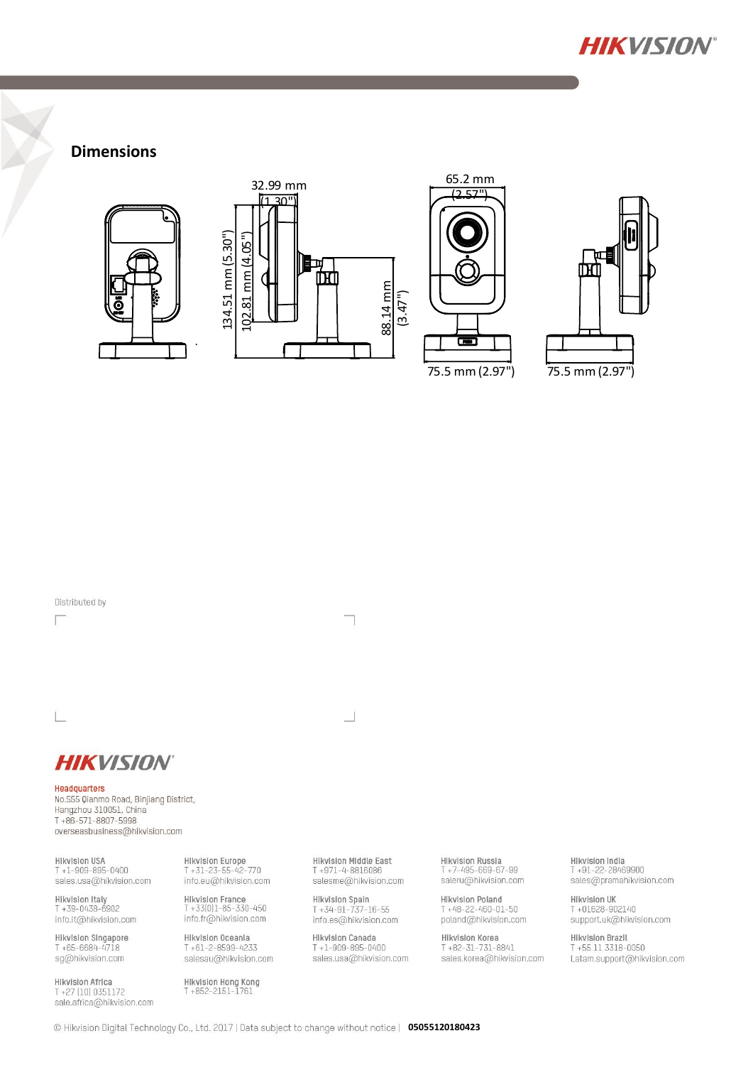## Dimensions

32.99 mm
(1.30")
134.51 mm (5.30")
102.81 mm (4.05")
88.14 mm
(3.47")
65.2 mm
(2.57")
75.5 mm (2.97")
75.5 mm (2.97")

Distributed by

**HIKVISION**

Headquarters
No.555 Qianmo Road, Binjiang District,
Hangzhou 310051, China
T +86-571-8807-5998
overseasbusiness@hikvision.com

Hikvision USA
T +1-909-895-0400
sales.usa@hikvision.com

Hikvision Europe
T +31-23-55-42-770
info.eu@hikvision.com

Hikvision Middle East
T +971-4-8816086
salesme@hikvision.com

Hikvision Russia
T +7-495-669-67-99
saleru@hikvision.com

Hikvision India
T +91-22-28469900
sales@pramahikvision.com

Hikvision Italy
T +39-0438-6902
info.it@hikvision.com

Hikvision France
T +33(0)1-85-330-450
info.fr@hikvision.com

Hikvision Spain
T +34-91-737-16-55
info.es@hikvision.com

Hikvision Poland
T +48-22-460-01-50
poland@hikvision.com

Hikvision UK
T +01628-902140
support.uk@hikvision.com

Hikvision Singapore
T +65-6684-4718
sg@hikvision.com

Hikvision Oceania
T +61-2-8599-4233
salesau@hikvision.com

Hikvision Canada
T +1-909-895-0400
sales.usa@hikvision.com

Hikvision Korea
T +82-31-731-8841
sales.korea@hikvision.com

Hikvision Brazil
T +55 11 3318-0050
Latam.support@hikvision.com

Hikvision Africa
T +27 (10) 0351172
sale.africa@hikvision.com

Hikvision Hong Kong
T +852-2151-1761

© Hikvision Digital Technology Co., Ltd. 2017 | Data subject to change without notice | **05055120180423**